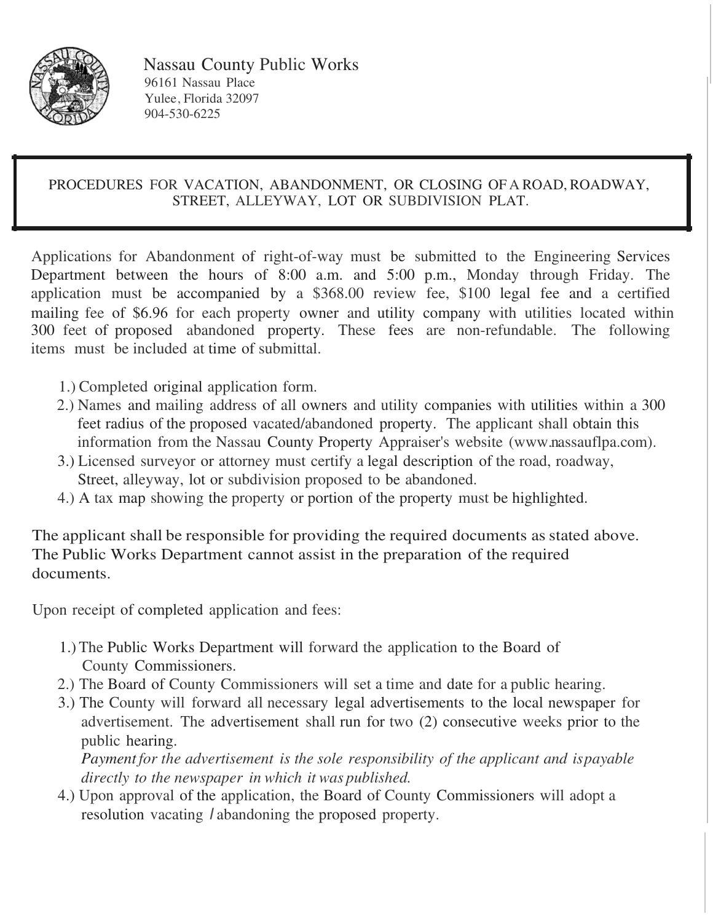Nassau County Public Works
96161 Nassau Place
Yulee, Florida 32097
904-530-6225

## PROCEDURES FOR VACATION, ABANDONMENT, OR CLOSING OF A ROAD, ROADWAY, STREET, ALLEYWAY, LOT OR SUBDIVISION PLAT.

Applications for Abandonment of right-of-way must be submitted to the Engineering Services Department between the hours of 8:00 a.m. and 5:00 p.m., Monday through Friday. The application must be accompanied by a $368.00 review fee, $100 legal fee and a certified mailing fee of $6.96 for each property owner and utility company with utilities located within 300 feet of proposed abandoned property. These fees are non-refundable. The following items must be included at time of submittal.

1.) Completed original application form.
2.) Names and mailing address of all owners and utility companies with utilities within a 300 feet radius of the proposed vacated/abandoned property. The applicant shall obtain this information from the Nassau County Property Appraiser's website (www.nassauflpa.com).
3.) Licensed surveyor or attorney must certify a legal description of the road, roadway, Street, alleyway, lot or subdivision proposed to be abandoned.
4.) A tax map showing the property or portion of the property must be highlighted.

The applicant shall be responsible for providing the required documents as stated above. The Public Works Department cannot assist in the preparation of the required documents.

Upon receipt of completed application and fees:

1.) The Public Works Department will forward the application to the Board of County Commissioners.
2.) The Board of County Commissioners will set a time and date for a public hearing.
3.) The County will forward all necessary legal advertisements to the local newspaper for advertisement. The advertisement shall run for two (2) consecutive weeks prior to the public hearing.
*Payment for the advertisement is the sole responsibility of the applicant and is payable directly to the newspaper in which it was published.*
4.) Upon approval of the application, the Board of County Commissioners will adopt a resolution vacating / abandoning the proposed property.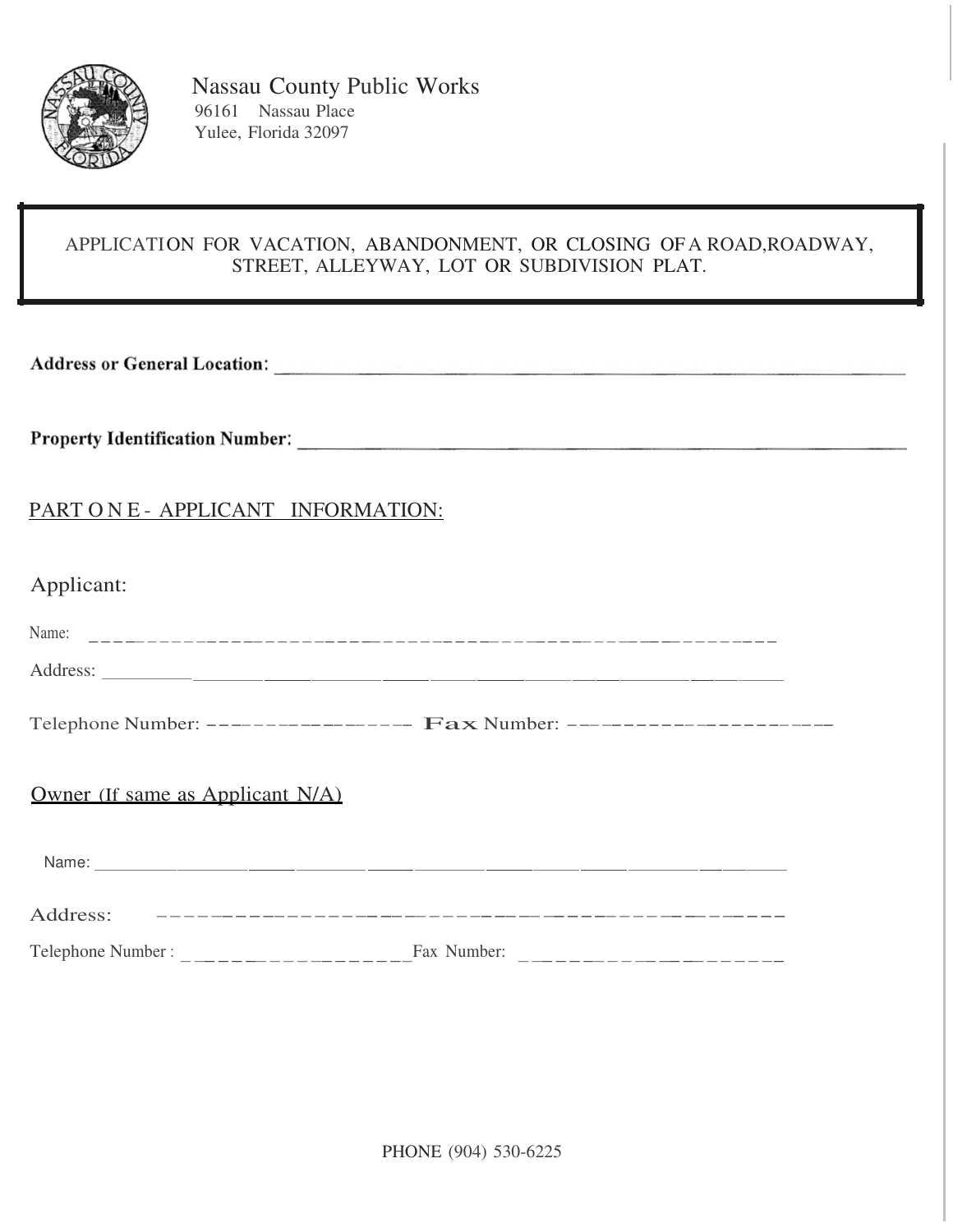Nassau County Public Works
96161 Nassau Place
Yulee, Florida 32097

## APPLICATION FOR VACATION, ABANDONMENT, OR CLOSING OF A ROAD,ROADWAY, STREET, ALLEYWAY, LOT OR SUBDIVISION PLAT.

**Address or General Location**: ____________________________________________

**Property Identification Number**: ____________________________________________

PART ONE - APPLICANT INFORMATION:

Applicant:

Name: ____________________________________________

Address: ____________________________________________

Telephone Number: ____________________ Fax Number: ____________________

Owner (If same as Applicant N/A)

Name: ____________________________________________

Address: ____________________________________________

Telephone Number : ____________________ Fax Number: ____________________

PHONE (904) 530-6225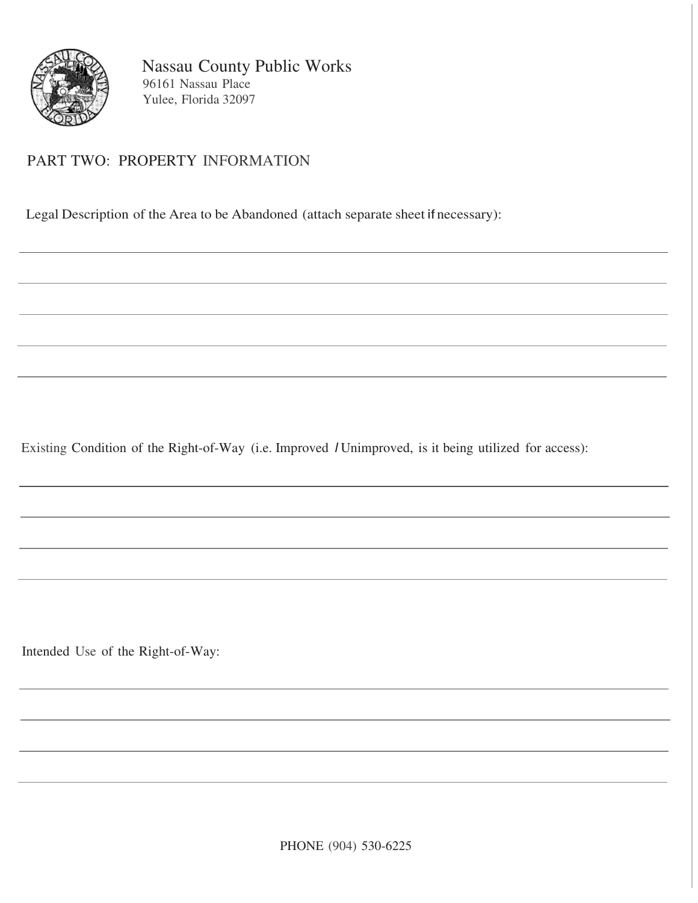Nassau County Public Works
96161 Nassau Place
Yulee, Florida 32097

## PART TWO: PROPERTY INFORMATION

Legal Description of the Area to be Abandoned (attach separate sheet if necessary):

_______________________________________________________________________________

_______________________________________________________________________________

_______________________________________________________________________________

_______________________________________________________________________________

Existing Condition of the Right-of-Way (i.e. Improved / Unimproved, is it being utilized for access):

_______________________________________________________________________________

_______________________________________________________________________________

_______________________________________________________________________________

Intended Use of the Right-of-Way:

_______________________________________________________________________________

_______________________________________________________________________________

_______________________________________________________________________________

PHONE (904) 530-6225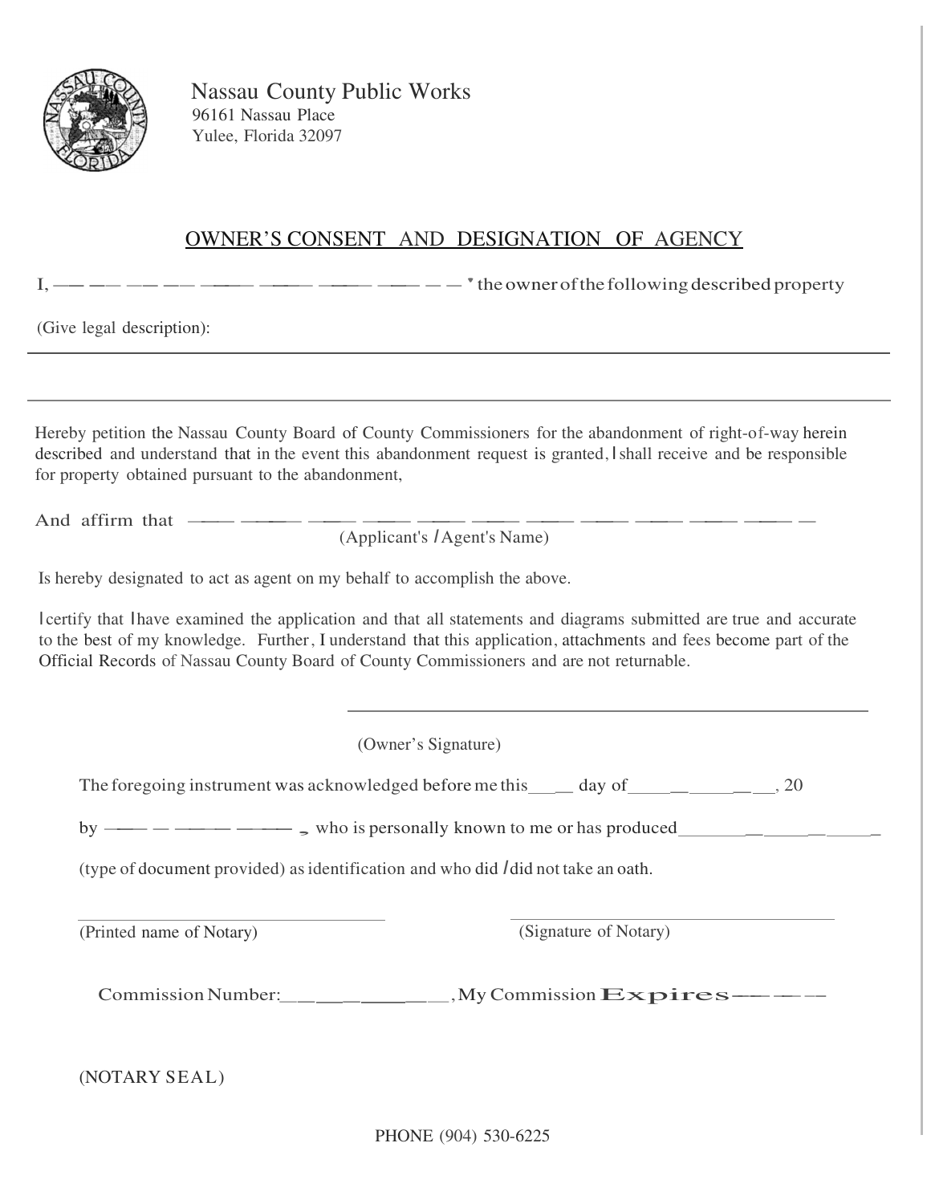Nassau County Public Works
96161 Nassau Place
Yulee, Florida 32097

## OWNER'S CONSENT AND DESIGNATION OF AGENCY

I, ________________________________, the owner of the following described property

(Give legal description):

_______________________________________________________________________________

_______________________________________________________________________________

Hereby petition the Nassau County Board of County Commissioners for the abandonment of right-of-way herein described and understand that in the event this abandonment request is granted, I shall receive and be responsible for property obtained pursuant to the abandonment,

And affirm that ________________________________________________
(Applicant's / Agent's Name)

Is hereby designated to act as agent on my behalf to accomplish the above.

I certify that I have examined the application and that all statements and diagrams submitted are true and accurate to the best of my knowledge. Further, I understand that this application, attachments and fees become part of the Official Records of Nassau County Board of County Commissioners and are not returnable.

_______________________________________________
(Owner's Signature)

The foregoing instrument was acknowledged before me this_____ day of______________, 20

by ____________________, who is personally known to me or has produced____________________

(type of document provided) as identification and who did / did not take an oath.

_______________________________ _______________________________
(Printed name of Notary) (Signature of Notary)

Commission Number:________________, My Commission Expires________

(NOTARY SEAL)

PHONE (904) 530-6225